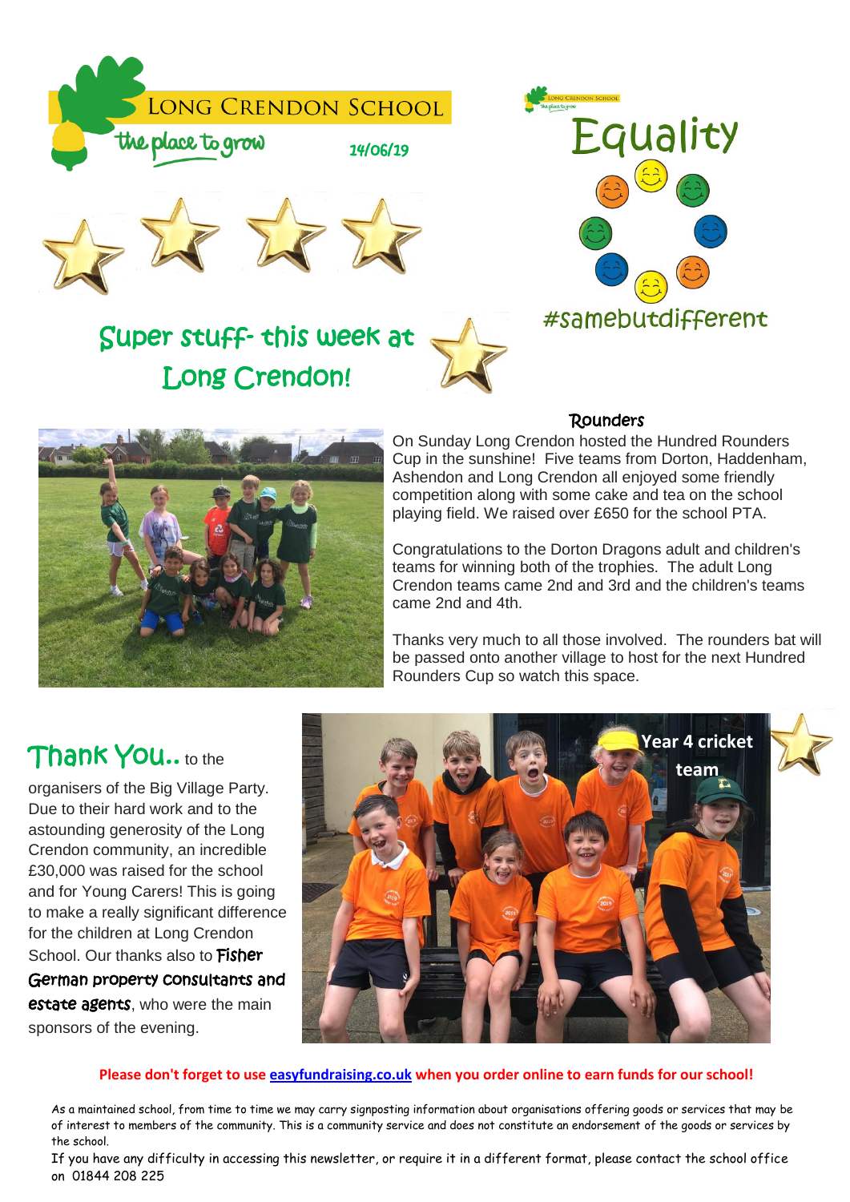# Long Crendon School

*the place to grow*

14/06/19

## Equality

#samebutdifferent

## Super stuff- this week at Long Crendon!

### Rounders

On Sunday Long Crendon hosted the Hundred Rounders Cup in the sunshine! Five teams from Dorton, Haddenham, Ashendon and Long Crendon all enjoyed some friendly competition along with some cake and tea on the school playing field. We raised over £650 for the school PTA.

Congratulations to the Dorton Dragons adult and children's teams for winning both of the trophies. The adult Long Crendon teams came 2nd and 3rd and the children's teams came 2nd and 4th.

Thanks very much to all those involved. The rounders bat will be passed onto another village to host for the next Hundred Rounders Cup so watch this space.

## Thank You..

to the organisers of the Big Village Party. Due to their hard work and to the astounding generosity of the Long Crendon community, an incredible £30,000 was raised for the school and for Young Carers! This is going to make a really significant difference for the children at Long Crendon School. Our thanks also to **Fisher German property consultants and estate agents**, who were the main sponsors of the evening.

Year 4 cricket team

**Please don't forget to use easyfundraising.co.uk when you order online to earn funds for our school!**

As a maintained school, from time to time we may carry signposting information about organisations offering goods or services that may be of interest to members of the community. This is a community service and does not constitute an endorsement of the goods or services by the school.

If you have any difficulty in accessing this newsletter, or require it in a different format, please contact the school office on 01844 208 225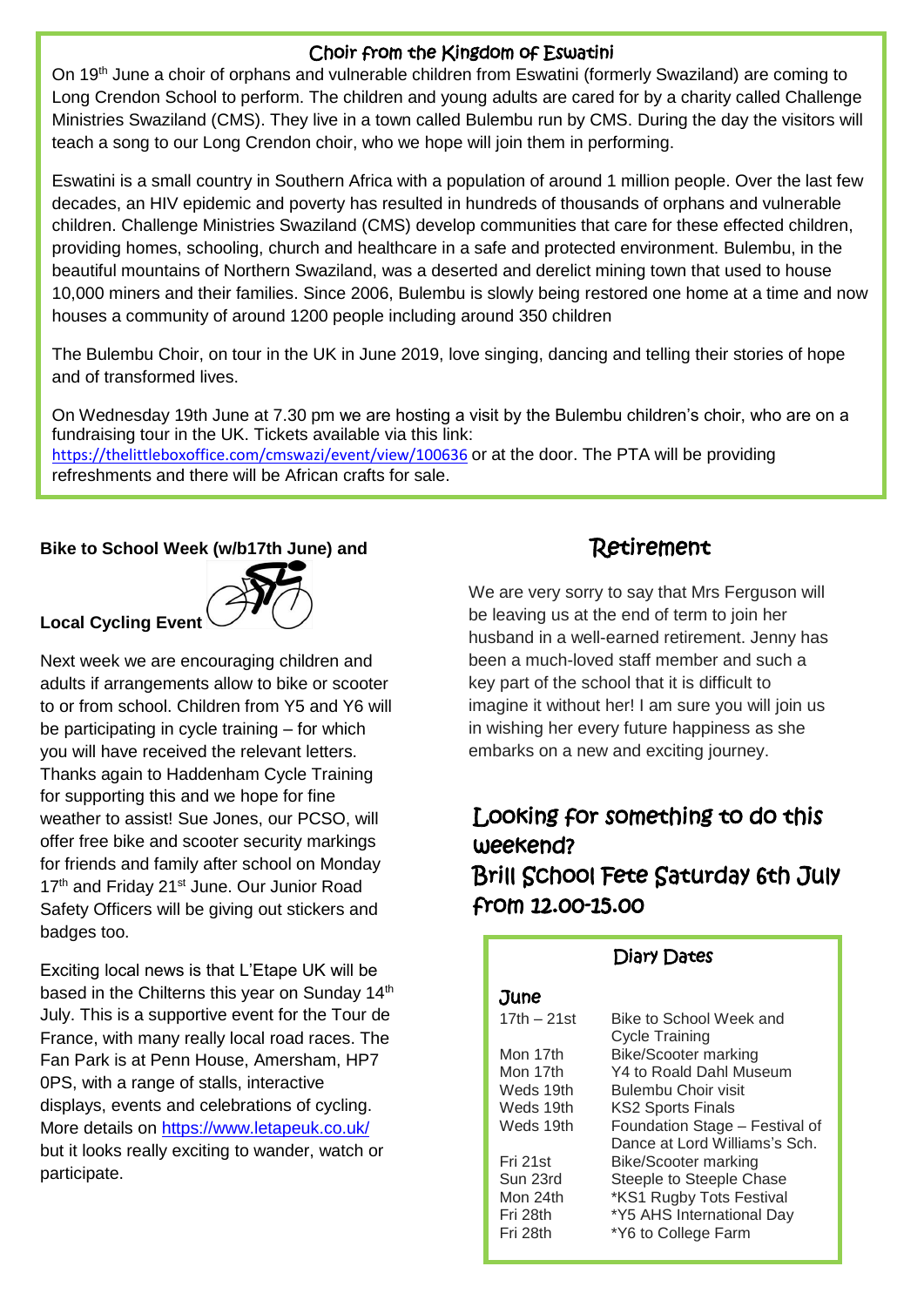## Choir from the Kingdom of Eswatini

On 19th June a choir of orphans and vulnerable children from Eswatini (formerly Swaziland) are coming to Long Crendon School to perform. The children and young adults are cared for by a charity called Challenge Ministries Swaziland (CMS). They live in a town called Bulembu run by CMS. During the day the visitors will teach a song to our Long Crendon choir, who we hope will join them in performing.

Eswatini is a small country in Southern Africa with a population of around 1 million people. Over the last few decades, an HIV epidemic and poverty has resulted in hundreds of thousands of orphans and vulnerable children. Challenge Ministries Swaziland (CMS) develop communities that care for these effected children, providing homes, schooling, church and healthcare in a safe and protected environment. Bulembu, in the beautiful mountains of Northern Swaziland, was a deserted and derelict mining town that used to house 10,000 miners and their families. Since 2006, Bulembu is slowly being restored one home at a time and now houses a community of around 1200 people including around 350 children

The Bulembu Choir, on tour in the UK in June 2019, love singing, dancing and telling their stories of hope and of transformed lives.

On Wednesday 19th June at 7.30 pm we are hosting a visit by the Bulembu children's choir, who are on a fundraising tour in the UK. Tickets available via this link: https://thelittleboxoffice.com/cmswazi/event/view/100636 or at the door. The PTA will be providing refreshments and there will be African crafts for sale.

**Bike to School Week (w/b17th June) and Local Cycling Event**

Next week we are encouraging children and adults if arrangements allow to bike or scooter to or from school. Children from Y5 and Y6 will be participating in cycle training – for which you will have received the relevant letters. Thanks again to Haddenham Cycle Training for supporting this and we hope for fine weather to assist! Sue Jones, our PCSO, will offer free bike and scooter security markings for friends and family after school on Monday 17th and Friday 21st June. Our Junior Road Safety Officers will be giving out stickers and badges too.

Exciting local news is that L'Etape UK will be based in the Chilterns this year on Sunday 14th July. This is a supportive event for the Tour de France, with many really local road races. The Fan Park is at Penn House, Amersham, HP7 0PS, with a range of stalls, interactive displays, events and celebrations of cycling. More details on https://www.letapeuk.co.uk/ but it looks really exciting to wander, watch or participate.

## Retirement

We are very sorry to say that Mrs Ferguson will be leaving us at the end of term to join her husband in a well-earned retirement. Jenny has been a much-loved staff member and such a key part of the school that it is difficult to imagine it without her! I am sure you will join us in wishing her every future happiness as she embarks on a new and exciting journey.

## Looking for something to do this weekend?

## Brill School Fete Saturday 6th July from 12.00-15.00

### Diary Dates

**June**

| | |
|---|---|
| 17th – 21st | Bike to School Week and Cycle Training |
| Mon 17th | Bike/Scooter marking |
| Mon 17th | Y4 to Roald Dahl Museum |
| Weds 19th | Bulembu Choir visit |
| Weds 19th | KS2 Sports Finals |
| Weds 19th | Foundation Stage – Festival of Dance at Lord Williams's Sch. |
| Fri 21st | Bike/Scooter marking |
| Sun 23rd | Steeple to Steeple Chase |
| Mon 24th | *KS1 Rugby Tots Festival |
| Fri 28th | *Y5 AHS International Day |
| Fri 28th | *Y6 to College Farm |